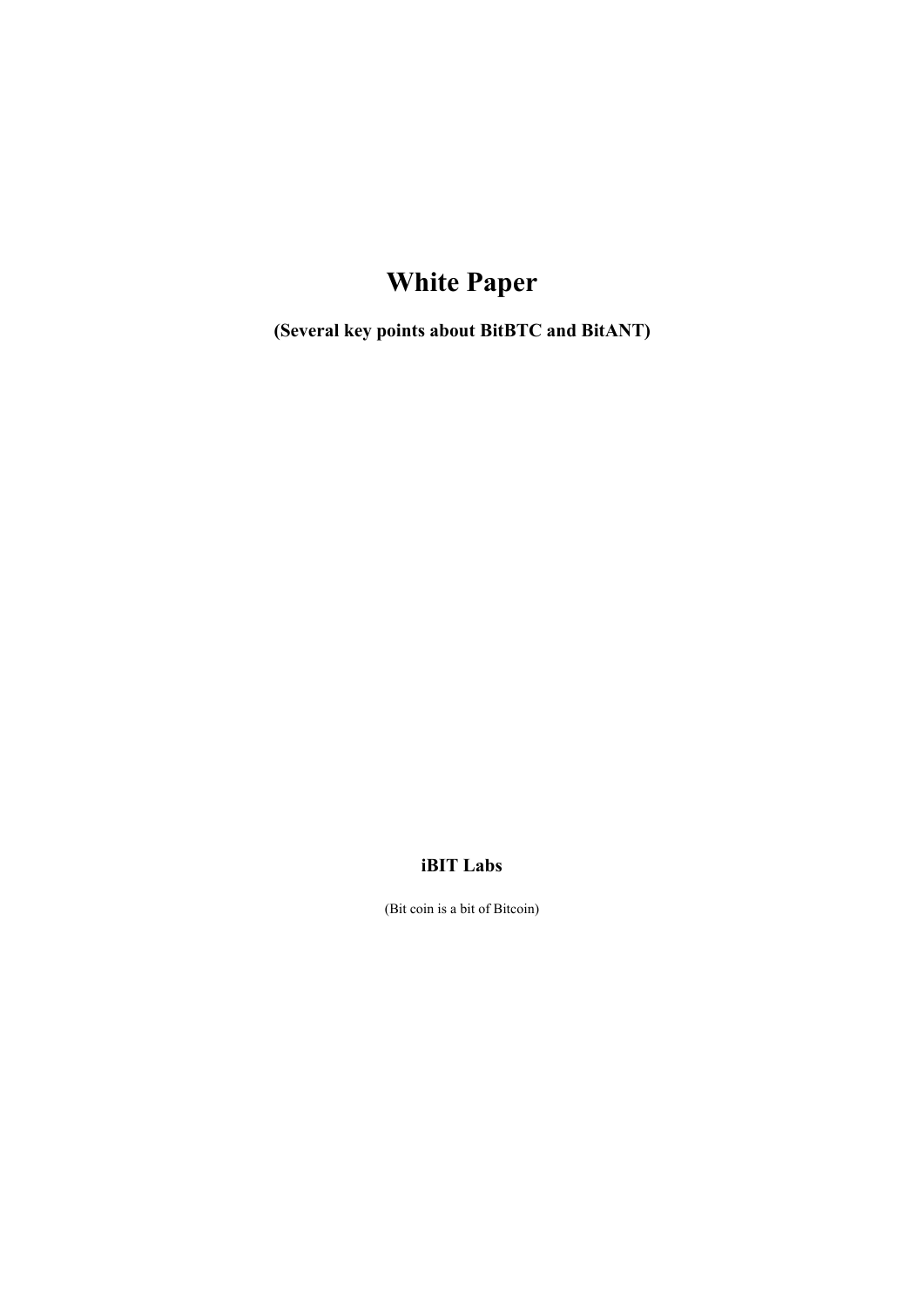# White Paper

**(Several key points about BitBTC and BitANT)**

**iBIT Labs**

(Bit coin is a bit of Bitcoin)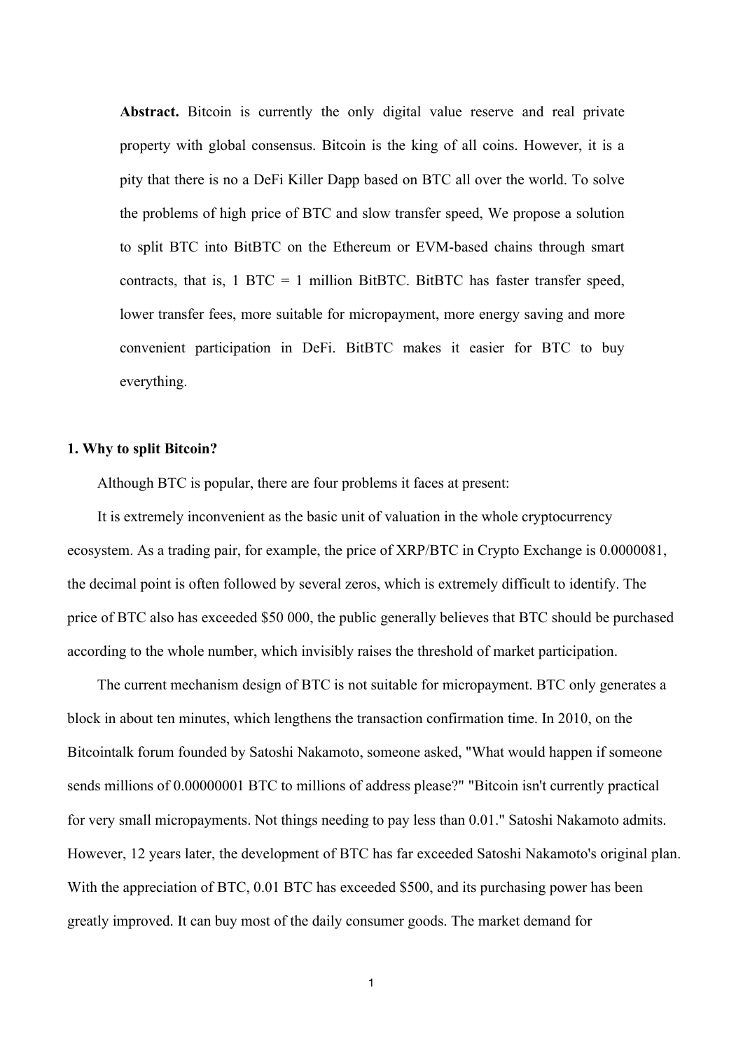**Abstract.** Bitcoin is currently the only digital value reserve and real private property with global consensus. Bitcoin is the king of all coins. However, it is a pity that there is no a DeFi Killer Dapp based on BTC all over the world. To solve the problems of high price of BTC and slow transfer speed, We propose a solution to split BTC into BitBTC on the Ethereum or EVM-based chains through smart contracts, that is, 1 BTC = 1 million BitBTC. BitBTC has faster transfer speed, lower transfer fees, more suitable for micropayment, more energy saving and more convenient participation in DeFi. BitBTC makes it easier for BTC to buy everything.

## 1. Why to split Bitcoin?

Although BTC is popular, there are four problems it faces at present:

It is extremely inconvenient as the basic unit of valuation in the whole cryptocurrency ecosystem. As a trading pair, for example, the price of XRP/BTC in Crypto Exchange is 0.0000081, the decimal point is often followed by several zeros, which is extremely difficult to identify. The price of BTC also has exceeded $50 000, the public generally believes that BTC should be purchased according to the whole number, which invisibly raises the threshold of market participation.

The current mechanism design of BTC is not suitable for micropayment. BTC only generates a block in about ten minutes, which lengthens the transaction confirmation time. In 2010, on the Bitcointalk forum founded by Satoshi Nakamoto, someone asked, "What would happen if someone sends millions of 0.00000001 BTC to millions of address please?" "Bitcoin isn't currently practical for very small micropayments. Not things needing to pay less than 0.01." Satoshi Nakamoto admits. However, 12 years later, the development of BTC has far exceeded Satoshi Nakamoto's original plan. With the appreciation of BTC, 0.01 BTC has exceeded $500, and its purchasing power has been greatly improved. It can buy most of the daily consumer goods. The market demand for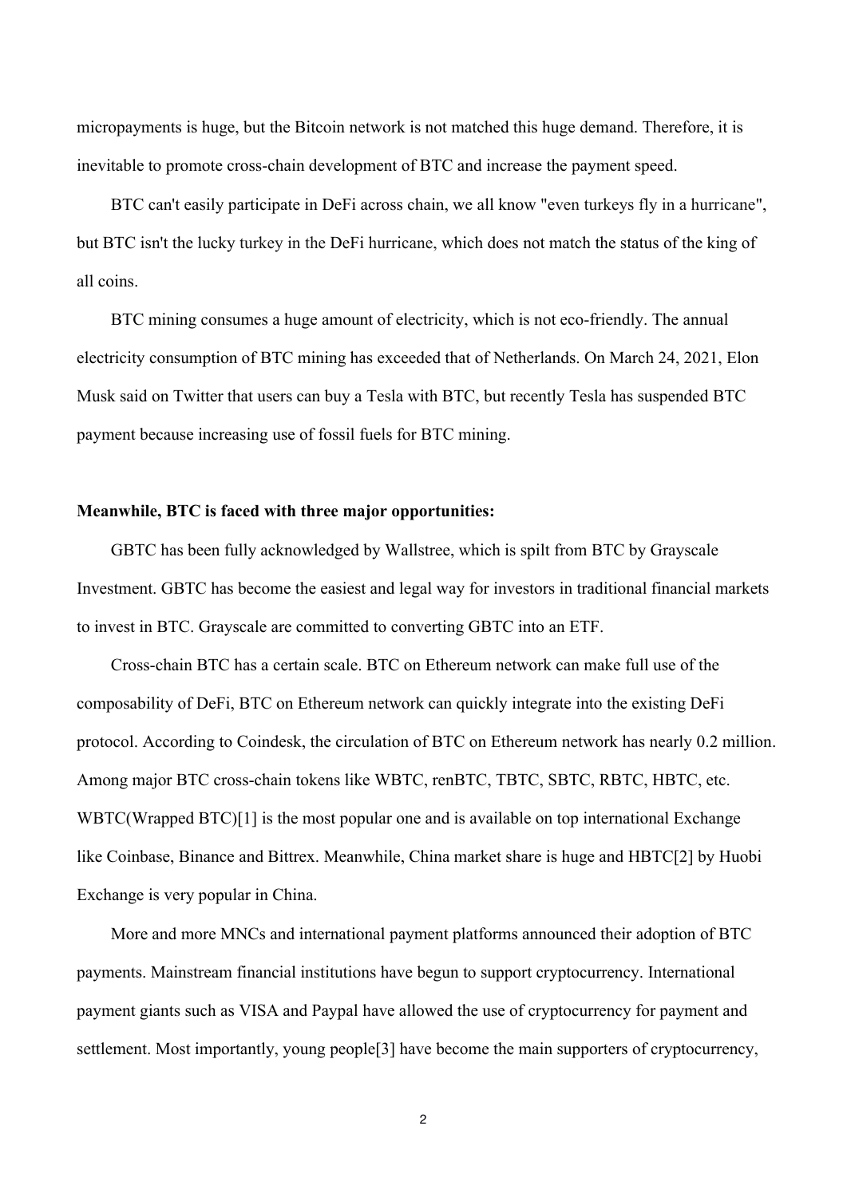micropayments is huge, but the Bitcoin network is not matched this huge demand. Therefore, it is inevitable to promote cross-chain development of BTC and increase the payment speed.

BTC can't easily participate in DeFi across chain, we all know "even turkeys fly in a hurricane", but BTC isn't the lucky turkey in the DeFi hurricane, which does not match the status of the king of all coins.

BTC mining consumes a huge amount of electricity, which is not eco-friendly. The annual electricity consumption of BTC mining has exceeded that of Netherlands. On March 24, 2021, Elon Musk said on Twitter that users can buy a Tesla with BTC, but recently Tesla has suspended BTC payment because increasing use of fossil fuels for BTC mining.

**Meanwhile, BTC is faced with three major opportunities:**

GBTC has been fully acknowledged by Wallstree, which is spilt from BTC by Grayscale Investment. GBTC has become the easiest and legal way for investors in traditional financial markets to invest in BTC. Grayscale are committed to converting GBTC into an ETF.

Cross-chain BTC has a certain scale. BTC on Ethereum network can make full use of the composability of DeFi, BTC on Ethereum network can quickly integrate into the existing DeFi protocol. According to Coindesk, the circulation of BTC on Ethereum network has nearly 0.2 million. Among major BTC cross-chain tokens like WBTC, renBTC, TBTC, SBTC, RBTC, HBTC, etc. WBTC(Wrapped BTC)[1] is the most popular one and is available on top international Exchange like Coinbase, Binance and Bittrex. Meanwhile, China market share is huge and HBTC[2] by Huobi Exchange is very popular in China.

More and more MNCs and international payment platforms announced their adoption of BTC payments. Mainstream financial institutions have begun to support cryptocurrency. International payment giants such as VISA and Paypal have allowed the use of cryptocurrency for payment and settlement. Most importantly, young people[3] have become the main supporters of cryptocurrency,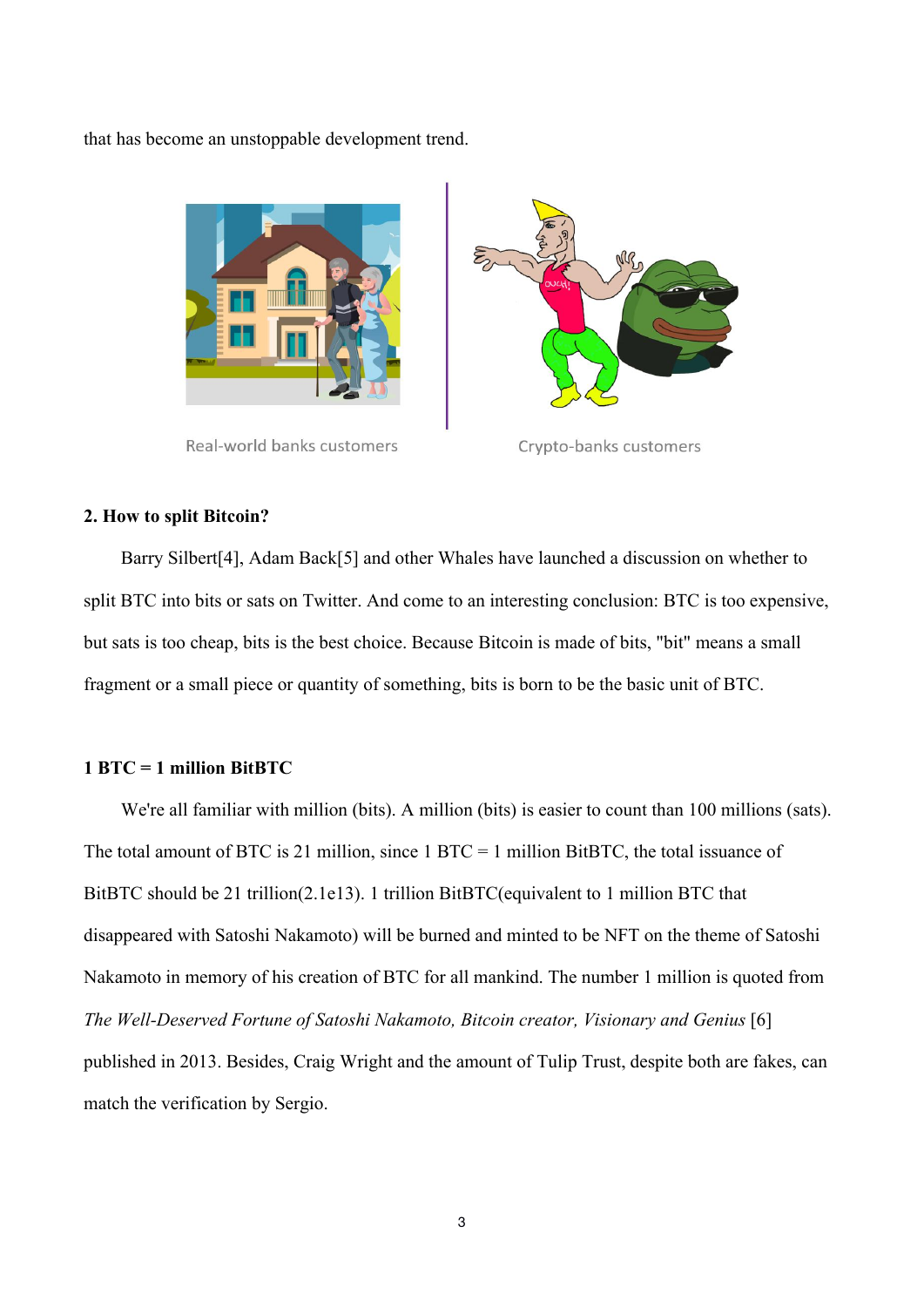that has become an unstoppable development trend.

Real-world banks customers

Crypto-banks customers

**2. How to split Bitcoin?**

Barry Silbert[4], Adam Back[5] and other Whales have launched a discussion on whether to split BTC into bits or sats on Twitter. And come to an interesting conclusion: BTC is too expensive, but sats is too cheap, bits is the best choice. Because Bitcoin is made of bits, "bit" means a small fragment or a small piece or quantity of something, bits is born to be the basic unit of BTC.

**1 BTC = 1 million BitBTC**

We're all familiar with million (bits). A million (bits) is easier to count than 100 millions (sats). The total amount of BTC is 21 million, since 1 BTC = 1 million BitBTC, the total issuance of BitBTC should be 21 trillion(2.1e13). 1 trillion BitBTC(equivalent to 1 million BTC that disappeared with Satoshi Nakamoto) will be burned and minted to be NFT on the theme of Satoshi Nakamoto in memory of his creation of BTC for all mankind. The number 1 million is quoted from *The Well-Deserved Fortune of Satoshi Nakamoto, Bitcoin creator, Visionary and Genius* [6] published in 2013. Besides, Craig Wright and the amount of Tulip Trust, despite both are fakes, can match the verification by Sergio.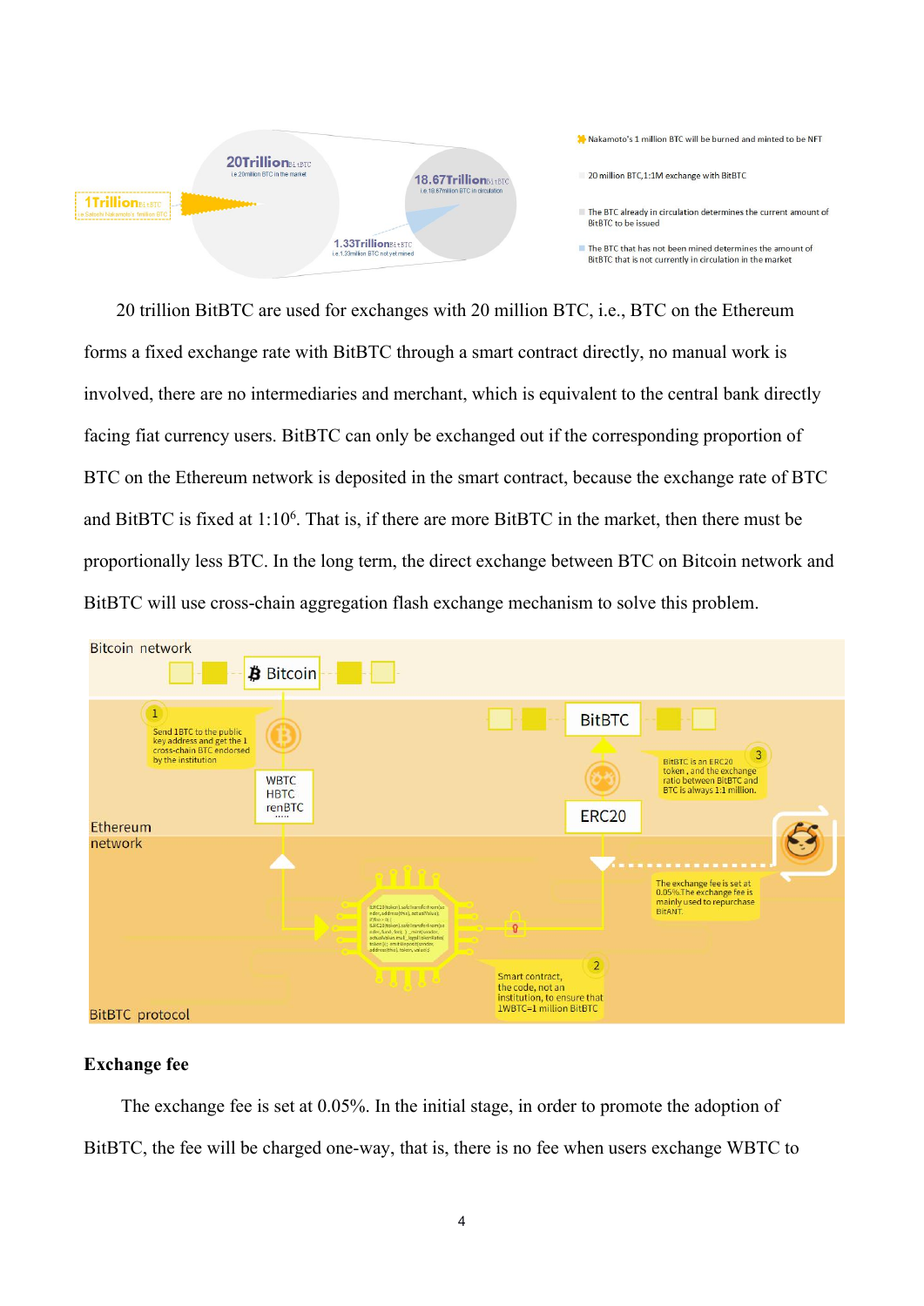20 trillion BitBTC are used for exchanges with 20 million BTC, i.e., BTC on the Ethereum forms a fixed exchange rate with BitBTC through a smart contract directly, no manual work is involved, there are no intermediaries and merchant, which is equivalent to the central bank directly facing fiat currency users. BitBTC can only be exchanged out if the corresponding proportion of BTC on the Ethereum network is deposited in the smart contract, because the exchange rate of BTC and BitBTC is fixed at $1{:}10^6$. That is, if there are more BitBTC in the market, then there must be proportionally less BTC. In the long term, the direct exchange between BTC on Bitcoin network and BitBTC will use cross-chain aggregation flash exchange mechanism to solve this problem.

### Exchange fee

The exchange fee is set at 0.05%. In the initial stage, in order to promote the adoption of BitBTC, the fee will be charged one-way, that is, there is no fee when users exchange WBTC to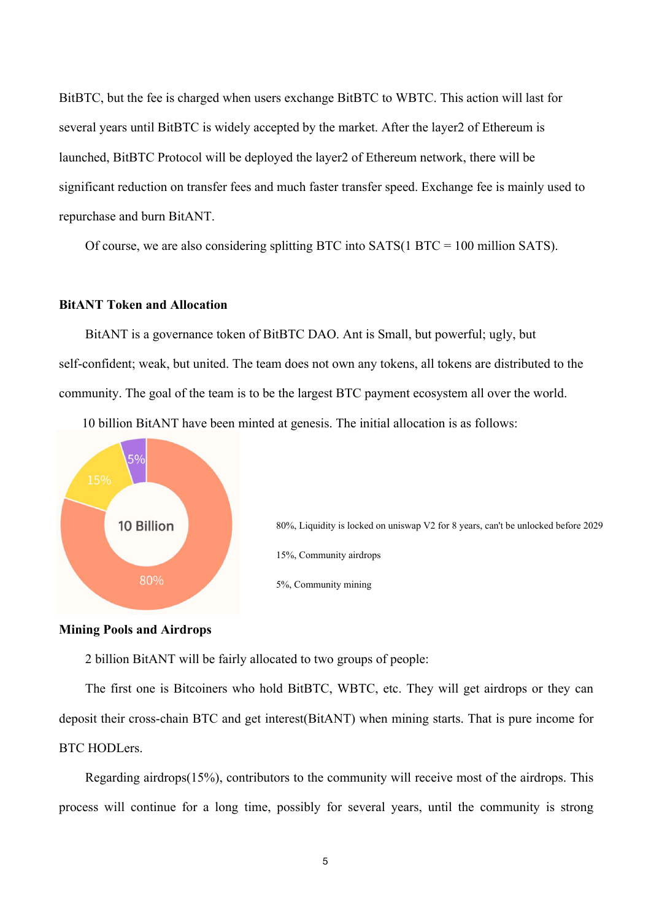BitBTC, but the fee is charged when users exchange BitBTC to WBTC. This action will last for several years until BitBTC is widely accepted by the market. After the layer2 of Ethereum is launched, BitBTC Protocol will be deployed the layer2 of Ethereum network, there will be significant reduction on transfer fees and much faster transfer speed. Exchange fee is mainly used to repurchase and burn BitANT.

Of course, we are also considering splitting BTC into SATS(1 BTC = 100 million SATS).

**BitANT Token and Allocation**

BitANT is a governance token of BitBTC DAO. Ant is Small, but powerful; ugly, but self-confident; weak, but united. The team does not own any tokens, all tokens are distributed to the community. The goal of the team is to be the largest BTC payment ecosystem all over the world.

10 billion BitANT have been minted at genesis. The initial allocation is as follows:

10 Billion

80%, Liquidity is locked on uniswap V2 for 8 years, can't be unlocked before 2029

15%, Community airdrops

5%, Community mining

**Mining Pools and Airdrops**

2 billion BitANT will be fairly allocated to two groups of people:

The first one is Bitcoiners who hold BitBTC, WBTC, etc. They will get airdrops or they can deposit their cross-chain BTC and get interest(BitANT) when mining starts. That is pure income for BTC HODLers.

Regarding airdrops(15%), contributors to the community will receive most of the airdrops. This process will continue for a long time, possibly for several years, until the community is strong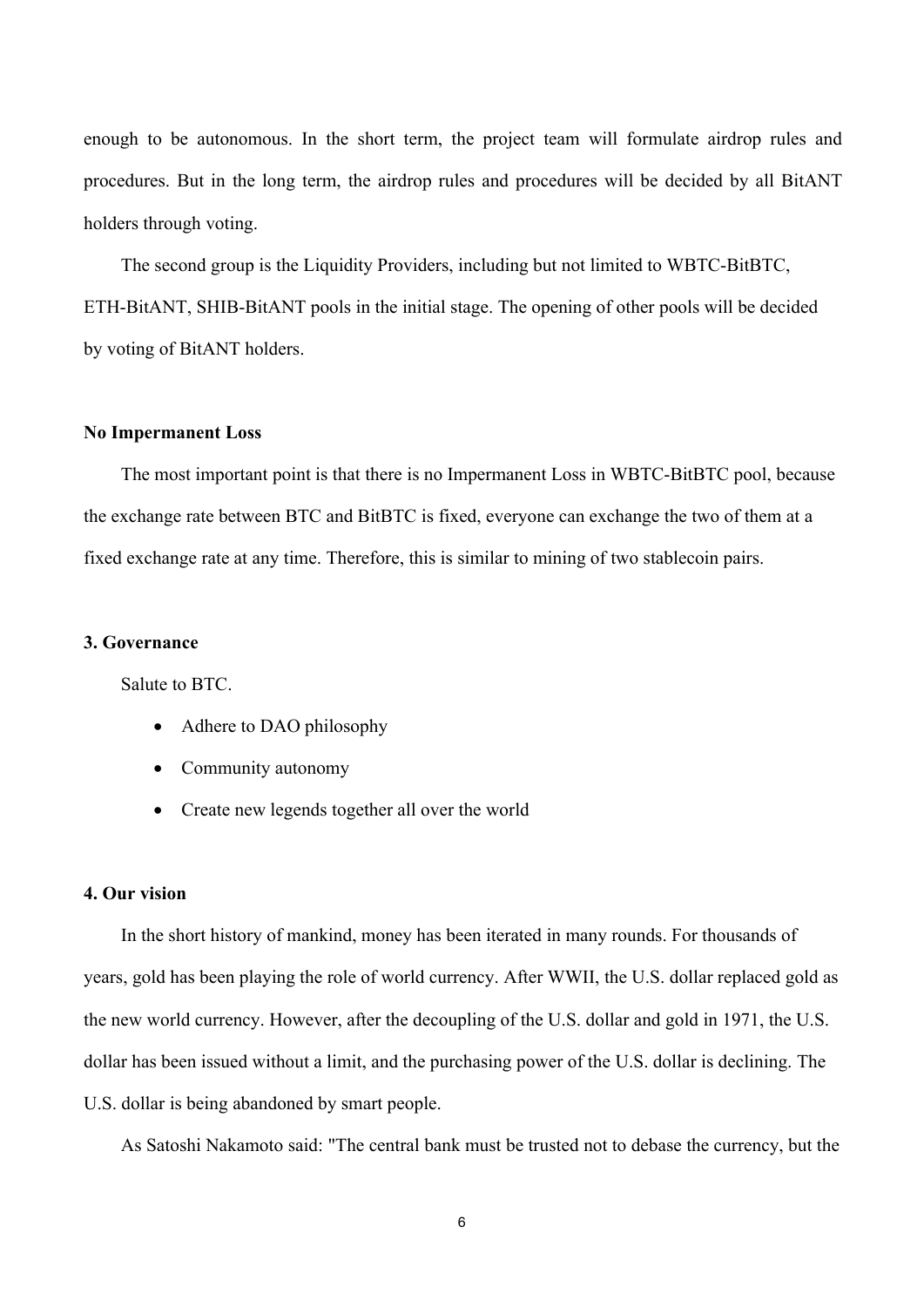enough to be autonomous. In the short term, the project team will formulate airdrop rules and procedures. But in the long term, the airdrop rules and procedures will be decided by all BitANT holders through voting.

The second group is the Liquidity Providers, including but not limited to WBTC-BitBTC, ETH-BitANT, SHIB-BitANT pools in the initial stage. The opening of other pools will be decided by voting of BitANT holders.

**No Impermanent Loss**

The most important point is that there is no Impermanent Loss in WBTC-BitBTC pool, because the exchange rate between BTC and BitBTC is fixed, everyone can exchange the two of them at a fixed exchange rate at any time. Therefore, this is similar to mining of two stablecoin pairs.

### 3. Governance

Salute to BTC.

- Adhere to DAO philosophy
- Community autonomy
- Create new legends together all over the world

### 4. Our vision

In the short history of mankind, money has been iterated in many rounds. For thousands of years, gold has been playing the role of world currency. After WWII, the U.S. dollar replaced gold as the new world currency. However, after the decoupling of the U.S. dollar and gold in 1971, the U.S. dollar has been issued without a limit, and the purchasing power of the U.S. dollar is declining. The U.S. dollar is being abandoned by smart people.

As Satoshi Nakamoto said: "The central bank must be trusted not to debase the currency, but the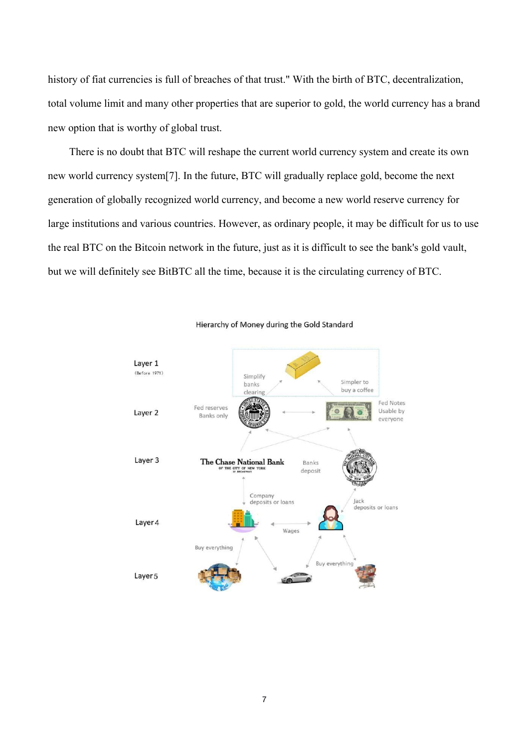history of fiat currencies is full of breaches of that trust." With the birth of BTC, decentralization, total volume limit and many other properties that are superior to gold, the world currency has a brand new option that is worthy of global trust.

There is no doubt that BTC will reshape the current world currency system and create its own new world currency system[7]. In the future, BTC will gradually replace gold, become the next generation of globally recognized world currency, and become a new world reserve currency for large institutions and various countries. However, as ordinary people, it may be difficult for us to use the real BTC on the Bitcoin network in the future, just as it is difficult to see the bank's gold vault, but we will definitely see BitBTC all the time, because it is the circulating currency of BTC.

Hierarchy of Money during the Gold Standard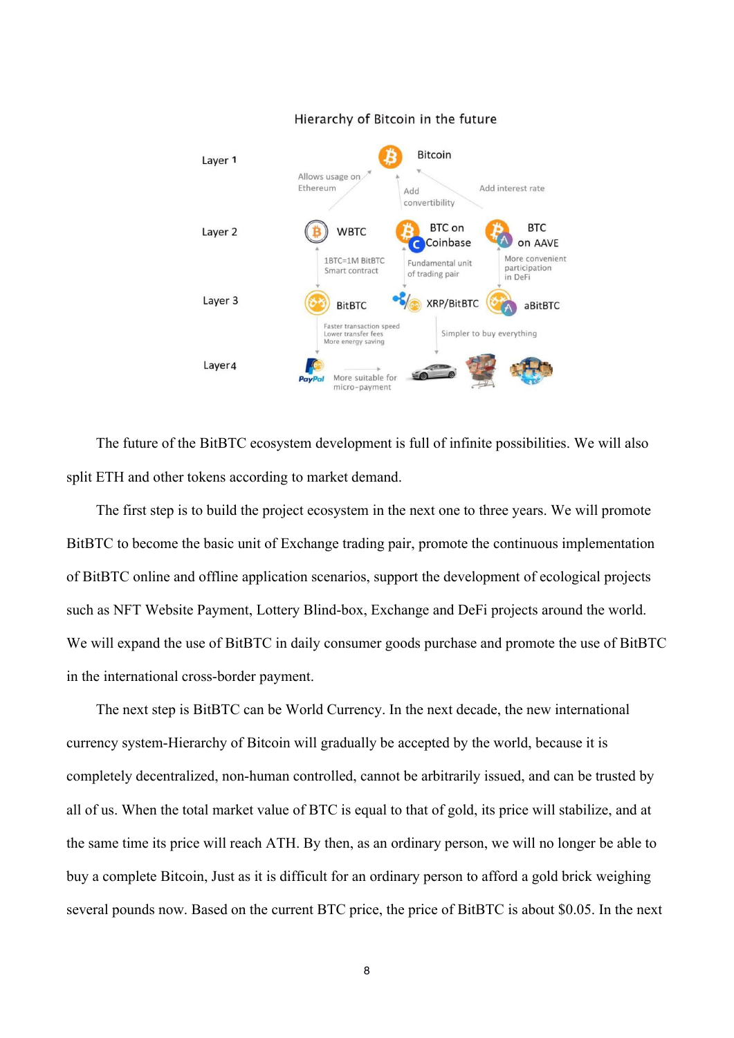Hierarchy of Bitcoin in the future

Layer 1 — Bitcoin

Allows usage on Ethereum · Add convertibility · Add interest rate

Layer 2 — WBTC · BTC on Coinbase · BTC on AAVE

1BTC=1M BitBTC Smart contract · Fundamental unit of trading pair · More convenient participation in DeFi

Layer 3 — BitBTC · XRP/BitBTC · aBitBTC

Faster transaction speed · Lower transfer fees · More energy saving · Simpler to buy everything

Layer4 — PayPal · More suitable for micro-payment

The future of the BitBTC ecosystem development is full of infinite possibilities. We will also split ETH and other tokens according to market demand.

The first step is to build the project ecosystem in the next one to three years. We will promote BitBTC to become the basic unit of Exchange trading pair, promote the continuous implementation of BitBTC online and offline application scenarios, support the development of ecological projects such as NFT Website Payment, Lottery Blind-box, Exchange and DeFi projects around the world. We will expand the use of BitBTC in daily consumer goods purchase and promote the use of BitBTC in the international cross-border payment.

The next step is BitBTC can be World Currency. In the next decade, the new international currency system-Hierarchy of Bitcoin will gradually be accepted by the world, because it is completely decentralized, non-human controlled, cannot be arbitrarily issued, and can be trusted by all of us. When the total market value of BTC is equal to that of gold, its price will stabilize, and at the same time its price will reach ATH. By then, as an ordinary person, we will no longer be able to buy a complete Bitcoin, Just as it is difficult for an ordinary person to afford a gold brick weighing several pounds now. Based on the current BTC price, the price of BitBTC is about $0.05. In the next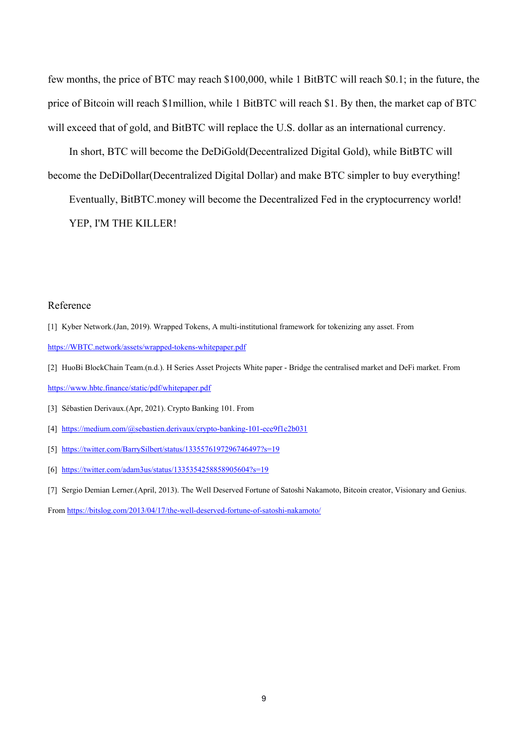few months, the price of BTC may reach $100,000, while 1 BitBTC will reach $0.1; in the future, the price of Bitcoin will reach $1million, while 1 BitBTC will reach $1. By then, the market cap of BTC will exceed that of gold, and BitBTC will replace the U.S. dollar as an international currency.

In short, BTC will become the DeDiGold(Decentralized Digital Gold), while BitBTC will become the DeDiDollar(Decentralized Digital Dollar) and make BTC simpler to buy everything!

Eventually, BitBTC.money will become the Decentralized Fed in the cryptocurrency world!

YEP, I'M THE KILLER!

## Reference

[1] Kyber Network.(Jan, 2019). Wrapped Tokens, A multi-institutional framework for tokenizing any asset. From https://WBTC.network/assets/wrapped-tokens-whitepaper.pdf

[2] HuoBi BlockChain Team.(n.d.). H Series Asset Projects White paper - Bridge the centralised market and DeFi market. From https://www.hbtc.finance/static/pdf/whitepaper.pdf

[3] Sébastien Derivaux.(Apr, 2021). Crypto Banking 101. From

[4] https://medium.com/@sebastien.derivaux/crypto-banking-101-ece9f1c2b031

[5] https://twitter.com/BarrySilbert/status/1335576197296746497?s=19

[6] https://twitter.com/adam3us/status/1335354258858905604?s=19

[7] Sergio Demian Lerner.(April, 2013). The Well Deserved Fortune of Satoshi Nakamoto, Bitcoin creator, Visionary and Genius. From https://bitslog.com/2013/04/17/the-well-deserved-fortune-of-satoshi-nakamoto/